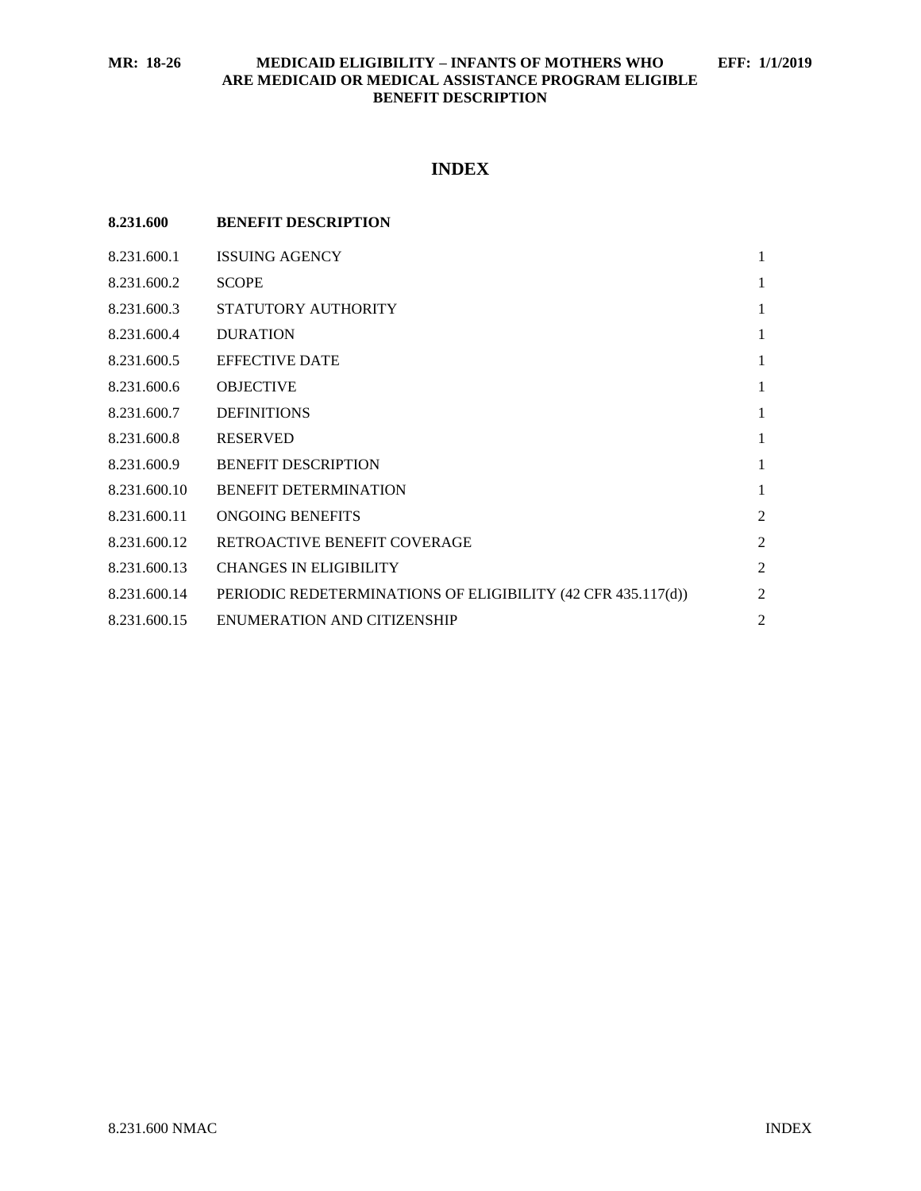# INDEX

| 8.231.600 | BENEFIT DESCRIPTION | |
|---|---|---|
| 8.231.600.1 | ISSUING AGENCY | 1 |
| 8.231.600.2 | SCOPE | 1 |
| 8.231.600.3 | STATUTORY AUTHORITY | 1 |
| 8.231.600.4 | DURATION | 1 |
| 8.231.600.5 | EFFECTIVE DATE | 1 |
| 8.231.600.6 | OBJECTIVE | 1 |
| 8.231.600.7 | DEFINITIONS | 1 |
| 8.231.600.8 | RESERVED | 1 |
| 8.231.600.9 | BENEFIT DESCRIPTION | 1 |
| 8.231.600.10 | BENEFIT DETERMINATION | 1 |
| 8.231.600.11 | ONGOING BENEFITS | 2 |
| 8.231.600.12 | RETROACTIVE BENEFIT COVERAGE | 2 |
| 8.231.600.13 | CHANGES IN ELIGIBILITY | 2 |
| 8.231.600.14 | PERIODIC REDETERMINATIONS OF ELIGIBILITY (42 CFR 435.117(d)) | 2 |
| 8.231.600.15 | ENUMERATION AND CITIZENSHIP | 2 |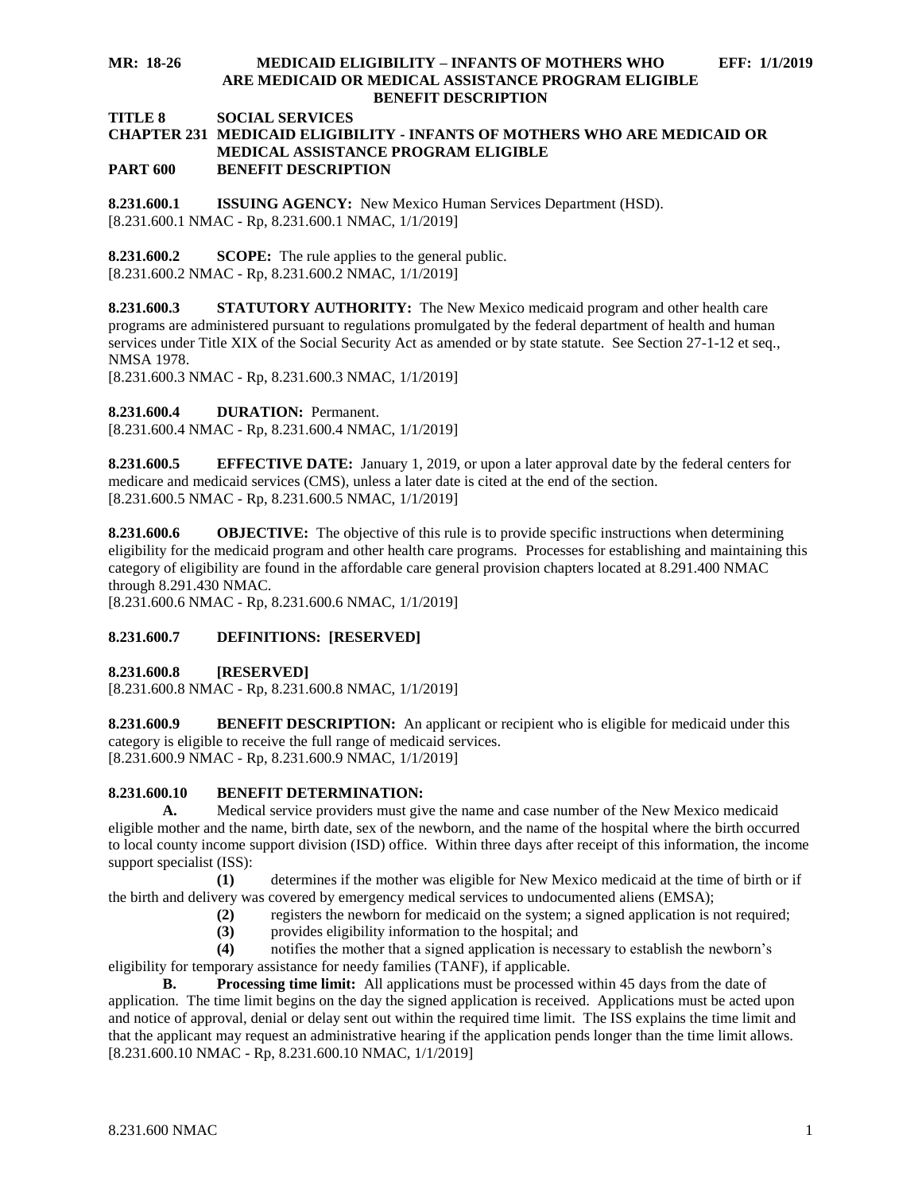**MR: 18-26 MEDICAID ELIGIBILITY – INFANTS OF MOTHERS WHO ARE MEDICAID OR MEDICAL ASSISTANCE PROGRAM ELIGIBLE BENEFIT DESCRIPTION EFF: 1/1/2019**

**TITLE 8 SOCIAL SERVICES**
**CHAPTER 231 MEDICAID ELIGIBILITY - INFANTS OF MOTHERS WHO ARE MEDICAID OR MEDICAL ASSISTANCE PROGRAM ELIGIBLE**
**PART 600 BENEFIT DESCRIPTION**

**8.231.600.1 ISSUING AGENCY:** New Mexico Human Services Department (HSD).
[8.231.600.1 NMAC - Rp, 8.231.600.1 NMAC, 1/1/2019]

**8.231.600.2 SCOPE:** The rule applies to the general public.
[8.231.600.2 NMAC - Rp, 8.231.600.2 NMAC, 1/1/2019]

**8.231.600.3 STATUTORY AUTHORITY:** The New Mexico medicaid program and other health care programs are administered pursuant to regulations promulgated by the federal department of health and human services under Title XIX of the Social Security Act as amended or by state statute. See Section 27-1-12 et seq., NMSA 1978.
[8.231.600.3 NMAC - Rp, 8.231.600.3 NMAC, 1/1/2019]

**8.231.600.4 DURATION:** Permanent.
[8.231.600.4 NMAC - Rp, 8.231.600.4 NMAC, 1/1/2019]

**8.231.600.5 EFFECTIVE DATE:** January 1, 2019, or upon a later approval date by the federal centers for medicare and medicaid services (CMS), unless a later date is cited at the end of the section.
[8.231.600.5 NMAC - Rp, 8.231.600.5 NMAC, 1/1/2019]

**8.231.600.6 OBJECTIVE:** The objective of this rule is to provide specific instructions when determining eligibility for the medicaid program and other health care programs. Processes for establishing and maintaining this category of eligibility are found in the affordable care general provision chapters located at 8.291.400 NMAC through 8.291.430 NMAC.
[8.231.600.6 NMAC - Rp, 8.231.600.6 NMAC, 1/1/2019]

**8.231.600.7 DEFINITIONS: [RESERVED]**

**8.231.600.8 [RESERVED]**
[8.231.600.8 NMAC - Rp, 8.231.600.8 NMAC, 1/1/2019]

**8.231.600.9 BENEFIT DESCRIPTION:** An applicant or recipient who is eligible for medicaid under this category is eligible to receive the full range of medicaid services.
[8.231.600.9 NMAC - Rp, 8.231.600.9 NMAC, 1/1/2019]

**8.231.600.10 BENEFIT DETERMINATION:**

**A.** Medical service providers must give the name and case number of the New Mexico medicaid eligible mother and the name, birth date, sex of the newborn, and the name of the hospital where the birth occurred to local county income support division (ISD) office. Within three days after receipt of this information, the income support specialist (ISS):

**(1)** determines if the mother was eligible for New Mexico medicaid at the time of birth or if the birth and delivery was covered by emergency medical services to undocumented aliens (EMSA);

**(2)** registers the newborn for medicaid on the system; a signed application is not required;

**(3)** provides eligibility information to the hospital; and

**(4)** notifies the mother that a signed application is necessary to establish the newborn's eligibility for temporary assistance for needy families (TANF), if applicable.

**B. Processing time limit:** All applications must be processed within 45 days from the date of application. The time limit begins on the day the signed application is received. Applications must be acted upon and notice of approval, denial or delay sent out within the required time limit. The ISS explains the time limit and that the applicant may request an administrative hearing if the application pends longer than the time limit allows.
[8.231.600.10 NMAC - Rp, 8.231.600.10 NMAC, 1/1/2019]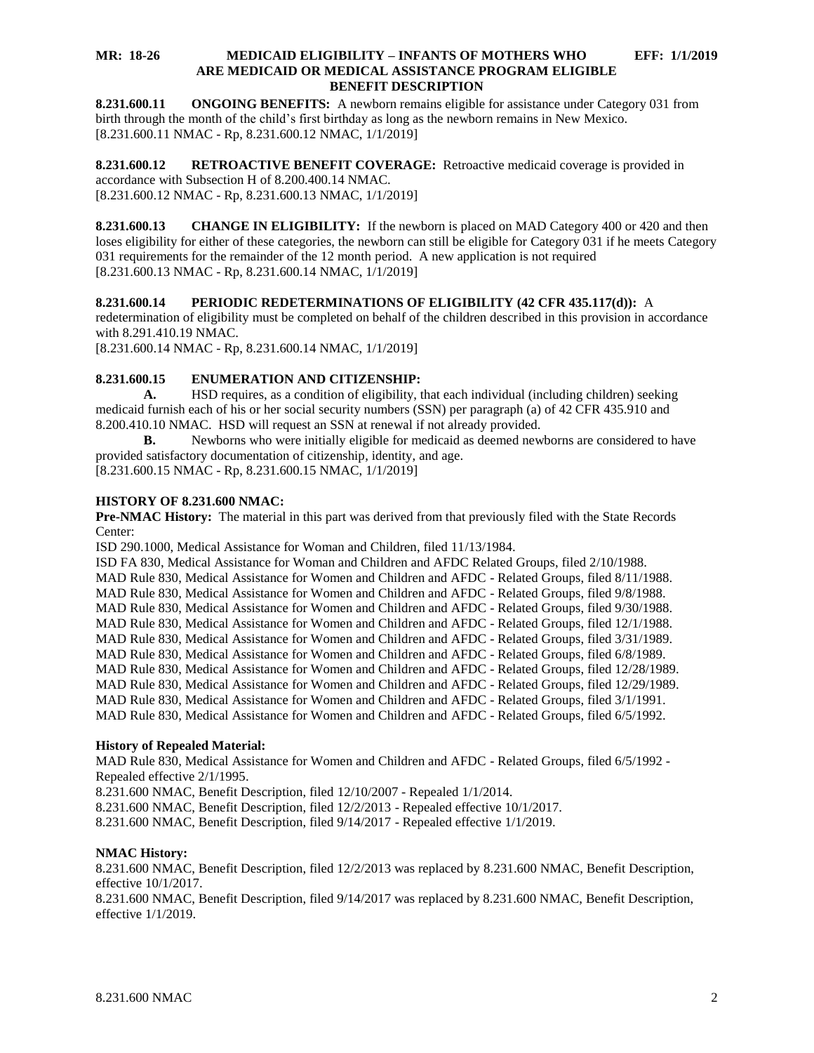**8.231.600.11 ONGOING BENEFITS:** A newborn remains eligible for assistance under Category 031 from birth through the month of the child's first birthday as long as the newborn remains in New Mexico.
[8.231.600.11 NMAC - Rp, 8.231.600.12 NMAC, 1/1/2019]

**8.231.600.12 RETROACTIVE BENEFIT COVERAGE:** Retroactive medicaid coverage is provided in accordance with Subsection H of 8.200.400.14 NMAC.
[8.231.600.12 NMAC - Rp, 8.231.600.13 NMAC, 1/1/2019]

**8.231.600.13 CHANGE IN ELIGIBILITY:** If the newborn is placed on MAD Category 400 or 420 and then loses eligibility for either of these categories, the newborn can still be eligible for Category 031 if he meets Category 031 requirements for the remainder of the 12 month period. A new application is not required
[8.231.600.13 NMAC - Rp, 8.231.600.14 NMAC, 1/1/2019]

**8.231.600.14 PERIODIC REDETERMINATIONS OF ELIGIBILITY (42 CFR 435.117(d)):** A redetermination of eligibility must be completed on behalf of the children described in this provision in accordance with 8.291.410.19 NMAC.
[8.231.600.14 NMAC - Rp, 8.231.600.14 NMAC, 1/1/2019]

**8.231.600.15 ENUMERATION AND CITIZENSHIP:**

**A.** HSD requires, as a condition of eligibility, that each individual (including children) seeking medicaid furnish each of his or her social security numbers (SSN) per paragraph (a) of 42 CFR 435.910 and 8.200.410.10 NMAC. HSD will request an SSN at renewal if not already provided.

**B.** Newborns who were initially eligible for medicaid as deemed newborns are considered to have provided satisfactory documentation of citizenship, identity, and age.
[8.231.600.15 NMAC - Rp, 8.231.600.15 NMAC, 1/1/2019]

**HISTORY OF 8.231.600 NMAC:**

**Pre-NMAC History:** The material in this part was derived from that previously filed with the State Records Center:

ISD 290.1000, Medical Assistance for Woman and Children, filed 11/13/1984.
ISD FA 830, Medical Assistance for Woman and Children and AFDC Related Groups, filed 2/10/1988.
MAD Rule 830, Medical Assistance for Women and Children and AFDC - Related Groups, filed 8/11/1988.
MAD Rule 830, Medical Assistance for Women and Children and AFDC - Related Groups, filed 9/8/1988.
MAD Rule 830, Medical Assistance for Women and Children and AFDC - Related Groups, filed 9/30/1988.
MAD Rule 830, Medical Assistance for Women and Children and AFDC - Related Groups, filed 12/1/1988.
MAD Rule 830, Medical Assistance for Women and Children and AFDC - Related Groups, filed 3/31/1989.
MAD Rule 830, Medical Assistance for Women and Children and AFDC - Related Groups, filed 6/8/1989.
MAD Rule 830, Medical Assistance for Women and Children and AFDC - Related Groups, filed 12/28/1989.
MAD Rule 830, Medical Assistance for Women and Children and AFDC - Related Groups, filed 12/29/1989.
MAD Rule 830, Medical Assistance for Women and Children and AFDC - Related Groups, filed 3/1/1991.
MAD Rule 830, Medical Assistance for Women and Children and AFDC - Related Groups, filed 6/5/1992.

**History of Repealed Material:**

MAD Rule 830, Medical Assistance for Women and Children and AFDC - Related Groups, filed 6/5/1992 - Repealed effective 2/1/1995.
8.231.600 NMAC, Benefit Description, filed 12/10/2007 - Repealed 1/1/2014.
8.231.600 NMAC, Benefit Description, filed 12/2/2013 - Repealed effective 10/1/2017.
8.231.600 NMAC, Benefit Description, filed 9/14/2017 - Repealed effective 1/1/2019.

**NMAC History:**

8.231.600 NMAC, Benefit Description, filed 12/2/2013 was replaced by 8.231.600 NMAC, Benefit Description, effective 10/1/2017.
8.231.600 NMAC, Benefit Description, filed 9/14/2017 was replaced by 8.231.600 NMAC, Benefit Description, effective 1/1/2019.